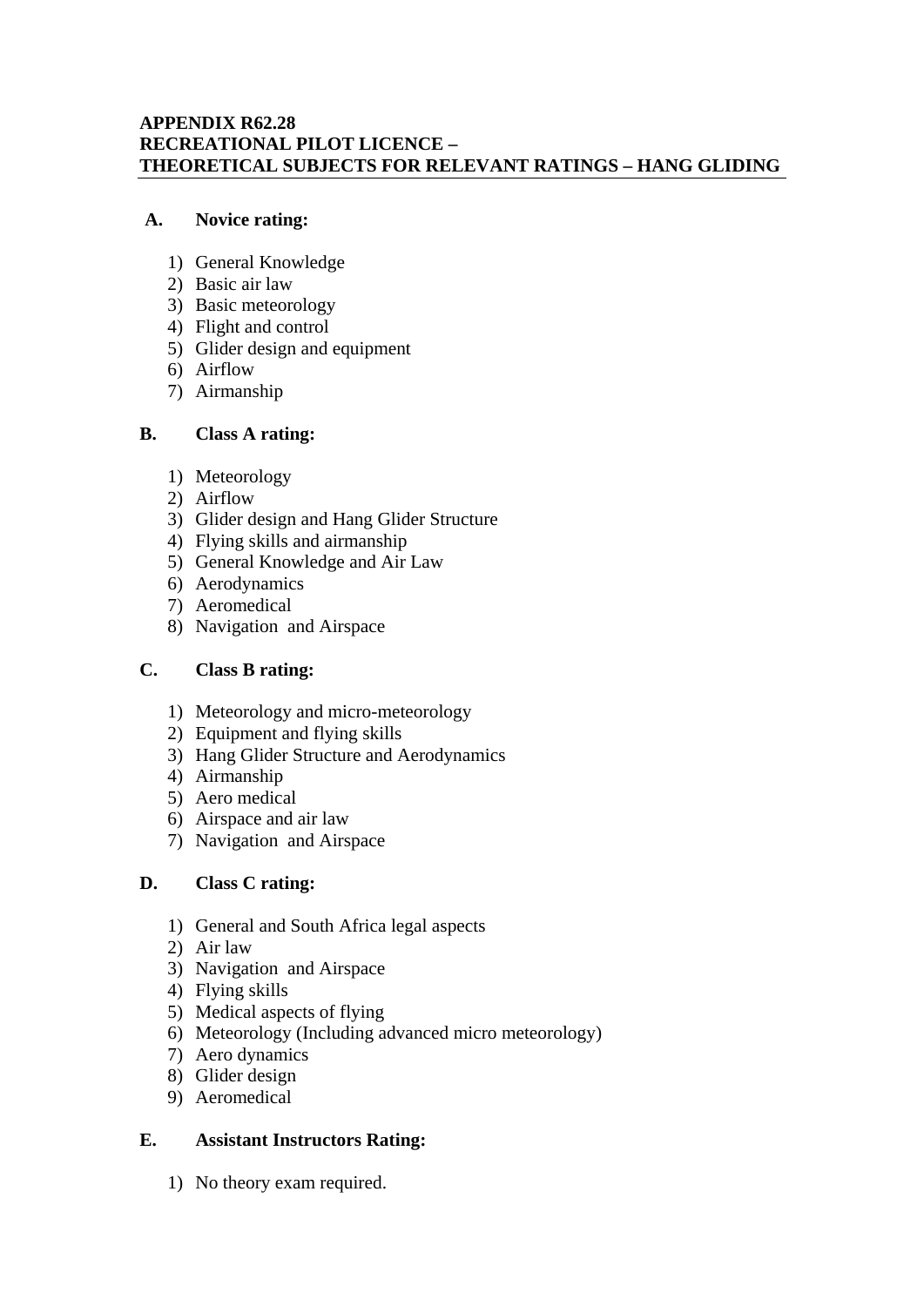**APPENDIX R62.28**
**RECREATIONAL PILOT LICENCE –**
**THEORETICAL SUBJECTS FOR RELEVANT RATINGS – HANG GLIDING**

**A. Novice rating:**

1) General Knowledge
2) Basic air law
3) Basic meteorology
4) Flight and control
5) Glider design and equipment
6) Airflow
7) Airmanship

**B. Class A rating:**

1) Meteorology
2) Airflow
3) Glider design and Hang Glider Structure
4) Flying skills and airmanship
5) General Knowledge and Air Law
6) Aerodynamics
7) Aeromedical
8) Navigation and Airspace

**C. Class B rating:**

1) Meteorology and micro-meteorology
2) Equipment and flying skills
3) Hang Glider Structure and Aerodynamics
4) Airmanship
5) Aero medical
6) Airspace and air law
7) Navigation and Airspace

**D. Class C rating:**

1) General and South Africa legal aspects
2) Air law
3) Navigation and Airspace
4) Flying skills
5) Medical aspects of flying
6) Meteorology (Including advanced micro meteorology)
7) Aero dynamics
8) Glider design
9) Aeromedical

**E. Assistant Instructors Rating:**

1) No theory exam required.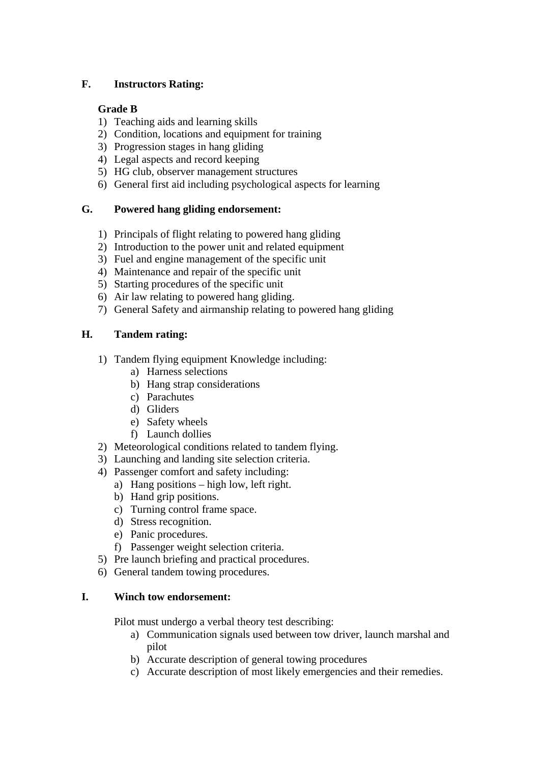**F. Instructors Rating:**

**Grade B**

1) Teaching aids and learning skills
2) Condition, locations and equipment for training
3) Progression stages in hang gliding
4) Legal aspects and record keeping
5) HG club, observer management structures
6) General first aid including psychological aspects for learning

**G. Powered hang gliding endorsement:**

1) Principals of flight relating to powered hang gliding
2) Introduction to the power unit and related equipment
3) Fuel and engine management of the specific unit
4) Maintenance and repair of the specific unit
5) Starting procedures of the specific unit
6) Air law relating to powered hang gliding.
7) General Safety and airmanship relating to powered hang gliding

**H. Tandem rating:**

1) Tandem flying equipment Knowledge including:
   a) Harness selections
   b) Hang strap considerations
   c) Parachutes
   d) Gliders
   e) Safety wheels
   f) Launch dollies
2) Meteorological conditions related to tandem flying.
3) Launching and landing site selection criteria.
4) Passenger comfort and safety including:
   a) Hang positions – high low, left right.
   b) Hand grip positions.
   c) Turning control frame space.
   d) Stress recognition.
   e) Panic procedures.
   f) Passenger weight selection criteria.
5) Pre launch briefing and practical procedures.
6) General tandem towing procedures.

**I. Winch tow endorsement:**

Pilot must undergo a verbal theory test describing:

a) Communication signals used between tow driver, launch marshal and pilot
b) Accurate description of general towing procedures
c) Accurate description of most likely emergencies and their remedies.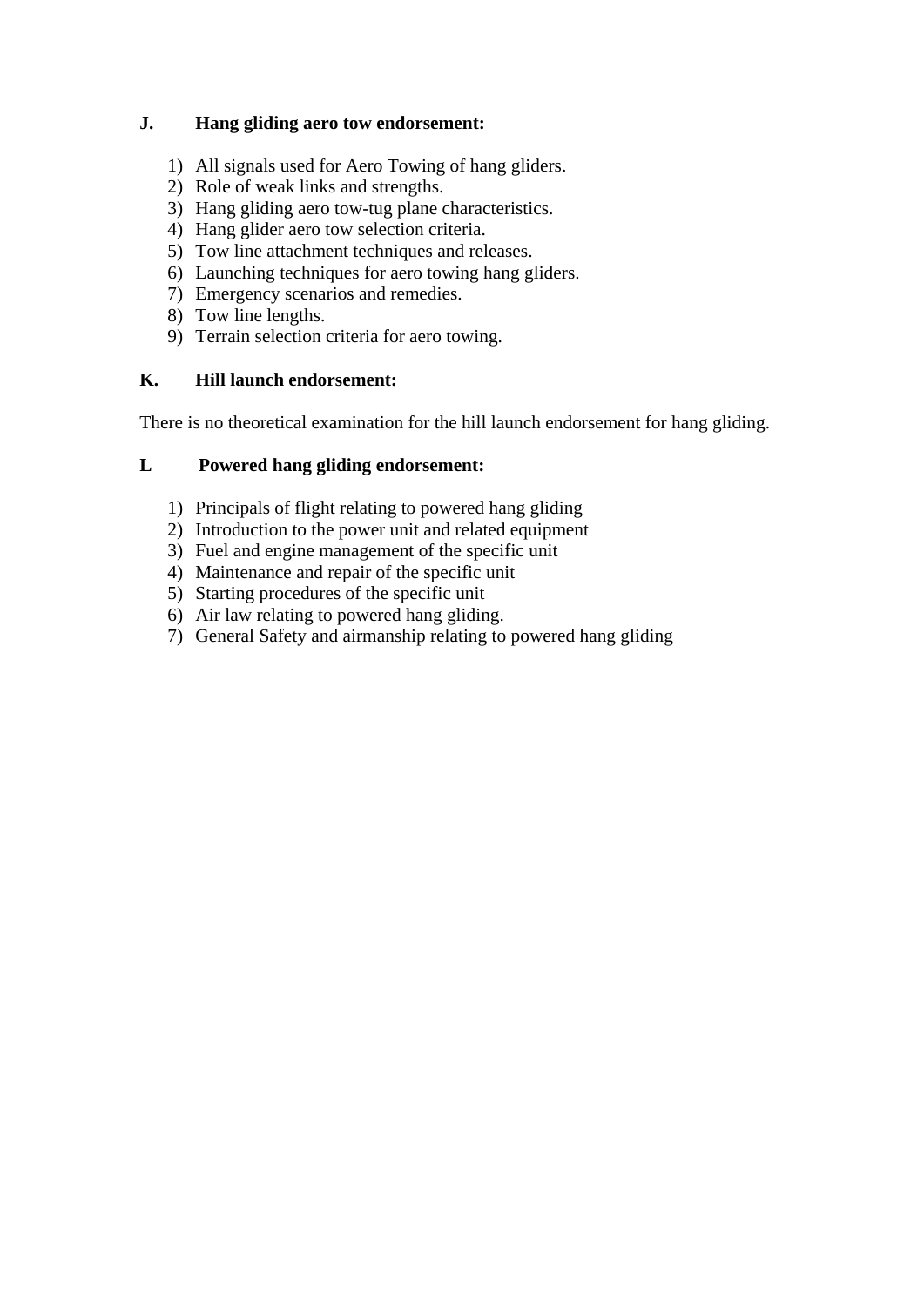**J. Hang gliding aero tow endorsement:**

1) All signals used for Aero Towing of hang gliders.
2) Role of weak links and strengths.
3) Hang gliding aero tow-tug plane characteristics.
4) Hang glider aero tow selection criteria.
5) Tow line attachment techniques and releases.
6) Launching techniques for aero towing hang gliders.
7) Emergency scenarios and remedies.
8) Tow line lengths.
9) Terrain selection criteria for aero towing.

**K. Hill launch endorsement:**

There is no theoretical examination for the hill launch endorsement for hang gliding.

**L Powered hang gliding endorsement:**

1) Principals of flight relating to powered hang gliding
2) Introduction to the power unit and related equipment
3) Fuel and engine management of the specific unit
4) Maintenance and repair of the specific unit
5) Starting procedures of the specific unit
6) Air law relating to powered hang gliding.
7) General Safety and airmanship relating to powered hang gliding